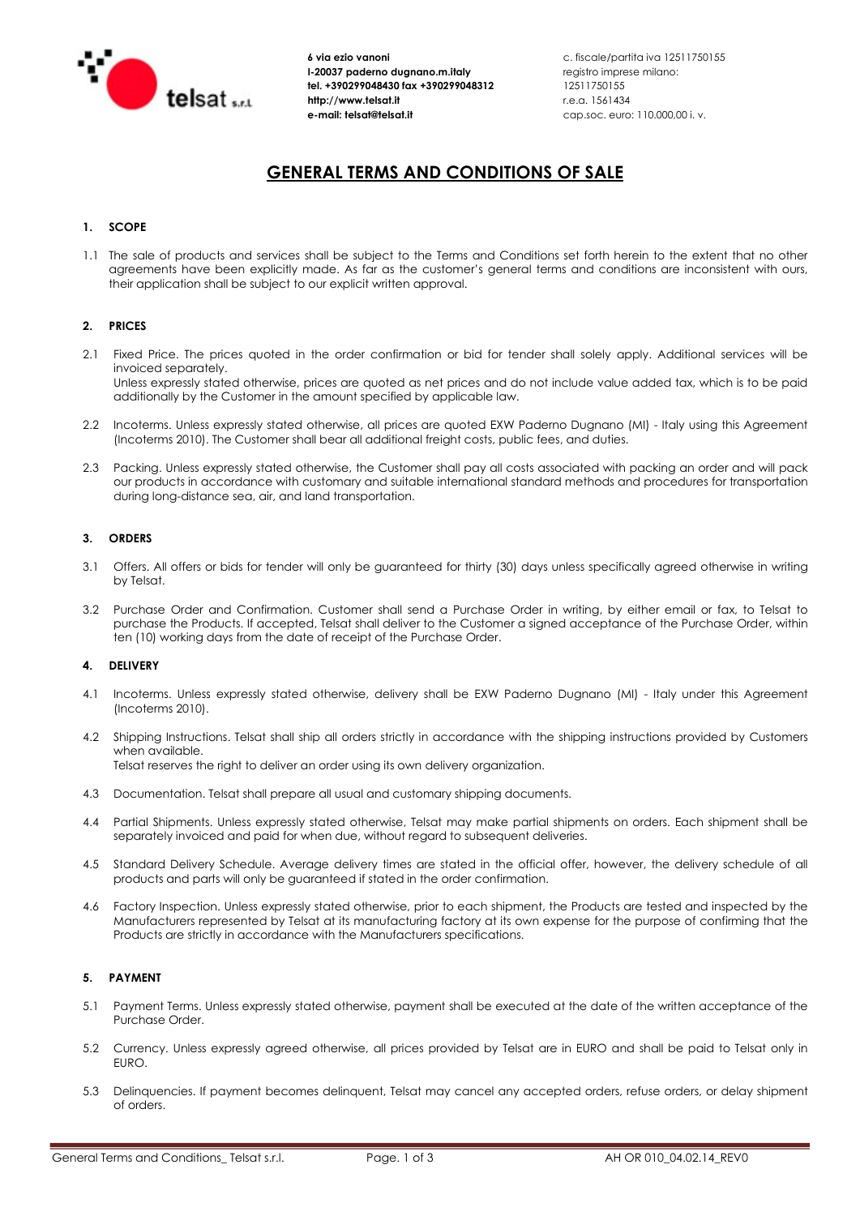**6 via ezio vanoni**
**I-20037 paderno dugnano.m.italy**
**tel. +390299048430 fax +390299048312**
**http://www.telsat.it**
**e-mail: telsat@telsat.it**

c. fiscale/partita iva 12511750155
registro imprese milano: 12511750155
r.e.a. 1561434
cap.soc. euro: 110.000,00 i. v.

# GENERAL TERMS AND CONDITIONS OF SALE

## 1. SCOPE

1.1 The sale of products and services shall be subject to the Terms and Conditions set forth herein to the extent that no other agreements have been explicitly made. As far as the customer's general terms and conditions are inconsistent with ours, their application shall be subject to our explicit written approval.

## 2. PRICES

2.1 Fixed Price. The prices quoted in the order confirmation or bid for tender shall solely apply. Additional services will be invoiced separately.
Unless expressly stated otherwise, prices are quoted as net prices and do not include value added tax, which is to be paid additionally by the Customer in the amount specified by applicable law.

2.2 Incoterms. Unless expressly stated otherwise, all prices are quoted EXW Paderno Dugnano (MI) - Italy using this Agreement (Incoterms 2010). The Customer shall bear all additional freight costs, public fees, and duties.

2.3 Packing. Unless expressly stated otherwise, the Customer shall pay all costs associated with packing an order and will pack our products in accordance with customary and suitable international standard methods and procedures for transportation during long-distance sea, air, and land transportation.

## 3. ORDERS

3.1 Offers. All offers or bids for tender will only be guaranteed for thirty (30) days unless specifically agreed otherwise in writing by Telsat.

3.2 Purchase Order and Confirmation. Customer shall send a Purchase Order in writing, by either email or fax, to Telsat to purchase the Products. If accepted, Telsat shall deliver to the Customer a signed acceptance of the Purchase Order, within ten (10) working days from the date of receipt of the Purchase Order.

## 4. DELIVERY

4.1 Incoterms. Unless expressly stated otherwise, delivery shall be EXW Paderno Dugnano (MI) - Italy under this Agreement (Incoterms 2010).

4.2 Shipping Instructions. Telsat shall ship all orders strictly in accordance with the shipping instructions provided by Customers when available.
Telsat reserves the right to deliver an order using its own delivery organization.

4.3 Documentation. Telsat shall prepare all usual and customary shipping documents.

4.4 Partial Shipments. Unless expressly stated otherwise, Telsat may make partial shipments on orders. Each shipment shall be separately invoiced and paid for when due, without regard to subsequent deliveries.

4.5 Standard Delivery Schedule. Average delivery times are stated in the official offer, however, the delivery schedule of all products and parts will only be guaranteed if stated in the order confirmation.

4.6 Factory Inspection. Unless expressly stated otherwise, prior to each shipment, the Products are tested and inspected by the Manufacturers represented by Telsat at its manufacturing factory at its own expense for the purpose of confirming that the Products are strictly in accordance with the Manufacturers specifications.

## 5. PAYMENT

5.1 Payment Terms. Unless expressly stated otherwise, payment shall be executed at the date of the written acceptance of the Purchase Order.

5.2 Currency. Unless expressly agreed otherwise, all prices provided by Telsat are in EURO and shall be paid to Telsat only in EURO.

5.3 Delinquencies. If payment becomes delinquent, Telsat may cancel any accepted orders, refuse orders, or delay shipment of orders.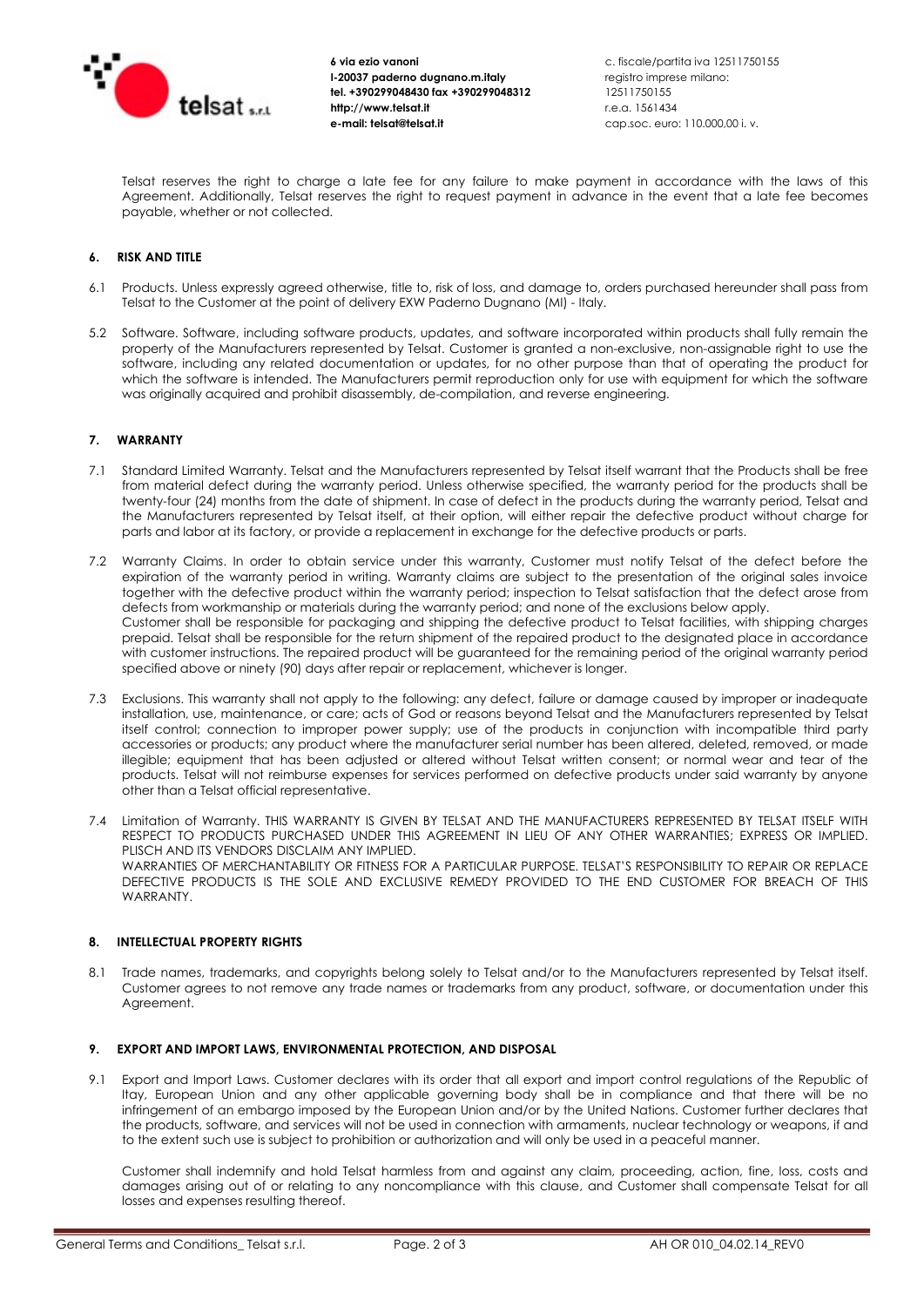Telsat reserves the right to charge a late fee for any failure to make payment in accordance with the laws of this Agreement. Additionally, Telsat reserves the right to request payment in advance in the event that a late fee becomes payable, whether or not collected.

## 6. RISK AND TITLE

6.1 Products. Unless expressly agreed otherwise, title to, risk of loss, and damage to, orders purchased hereunder shall pass from Telsat to the Customer at the point of delivery EXW Paderno Dugnano (MI) - Italy.

5.2 Software. Software, including software products, updates, and software incorporated within products shall fully remain the property of the Manufacturers represented by Telsat. Customer is granted a non-exclusive, non-assignable right to use the software, including any related documentation or updates, for no other purpose than that of operating the product for which the software is intended. The Manufacturers permit reproduction only for use with equipment for which the software was originally acquired and prohibit disassembly, de-compilation, and reverse engineering.

## 7. WARRANTY

7.1 Standard Limited Warranty. Telsat and the Manufacturers represented by Telsat itself warrant that the Products shall be free from material defect during the warranty period. Unless otherwise specified, the warranty period for the products shall be twenty-four (24) months from the date of shipment. In case of defect in the products during the warranty period, Telsat and the Manufacturers represented by Telsat itself, at their option, will either repair the defective product without charge for parts and labor at its factory, or provide a replacement in exchange for the defective products or parts.

7.2 Warranty Claims. In order to obtain service under this warranty, Customer must notify Telsat of the defect before the expiration of the warranty period in writing. Warranty claims are subject to the presentation of the original sales invoice together with the defective product within the warranty period; inspection to Telsat satisfaction that the defect arose from defects from workmanship or materials during the warranty period; and none of the exclusions below apply.
Customer shall be responsible for packaging and shipping the defective product to Telsat facilities, with shipping charges prepaid. Telsat shall be responsible for the return shipment of the repaired product to the designated place in accordance with customer instructions. The repaired product will be guaranteed for the remaining period of the original warranty period specified above or ninety (90) days after repair or replacement, whichever is longer.

7.3 Exclusions. This warranty shall not apply to the following: any defect, failure or damage caused by improper or inadequate installation, use, maintenance, or care; acts of God or reasons beyond Telsat and the Manufacturers represented by Telsat itself control; connection to improper power supply; use of the products in conjunction with incompatible third party accessories or products; any product where the manufacturer serial number has been altered, deleted, removed, or made illegible; equipment that has been adjusted or altered without Telsat written consent; or normal wear and tear of the products. Telsat will not reimburse expenses for services performed on defective products under said warranty by anyone other than a Telsat official representative.

7.4 Limitation of Warranty. THIS WARRANTY IS GIVEN BY TELSAT AND THE MANUFACTURERS REPRESENTED BY TELSAT ITSELF WITH RESPECT TO PRODUCTS PURCHASED UNDER THIS AGREEMENT IN LIEU OF ANY OTHER WARRANTIES; EXPRESS OR IMPLIED. PLISCH AND ITS VENDORS DISCLAIM ANY IMPLIED.
WARRANTIES OF MERCHANTABILITY OR FITNESS FOR A PARTICULAR PURPOSE. TELSAT'S RESPONSIBILITY TO REPAIR OR REPLACE DEFECTIVE PRODUCTS IS THE SOLE AND EXCLUSIVE REMEDY PROVIDED TO THE END CUSTOMER FOR BREACH OF THIS WARRANTY.

## 8. INTELLECTUAL PROPERTY RIGHTS

8.1 Trade names, trademarks, and copyrights belong solely to Telsat and/or to the Manufacturers represented by Telsat itself. Customer agrees to not remove any trade names or trademarks from any product, software, or documentation under this Agreement.

## 9. EXPORT AND IMPORT LAWS, ENVIRONMENTAL PROTECTION, AND DISPOSAL

9.1 Export and Import Laws. Customer declares with its order that all export and import control regulations of the Republic of Itay, European Union and any other applicable governing body shall be in compliance and that there will be no infringement of an embargo imposed by the European Union and/or by the United Nations. Customer further declares that the products, software, and services will not be used in connection with armaments, nuclear technology or weapons, if and to the extent such use is subject to prohibition or authorization and will only be used in a peaceful manner.

Customer shall indemnify and hold Telsat harmless from and against any claim, proceeding, action, fine, loss, costs and damages arising out of or relating to any noncompliance with this clause, and Customer shall compensate Telsat for all losses and expenses resulting thereof.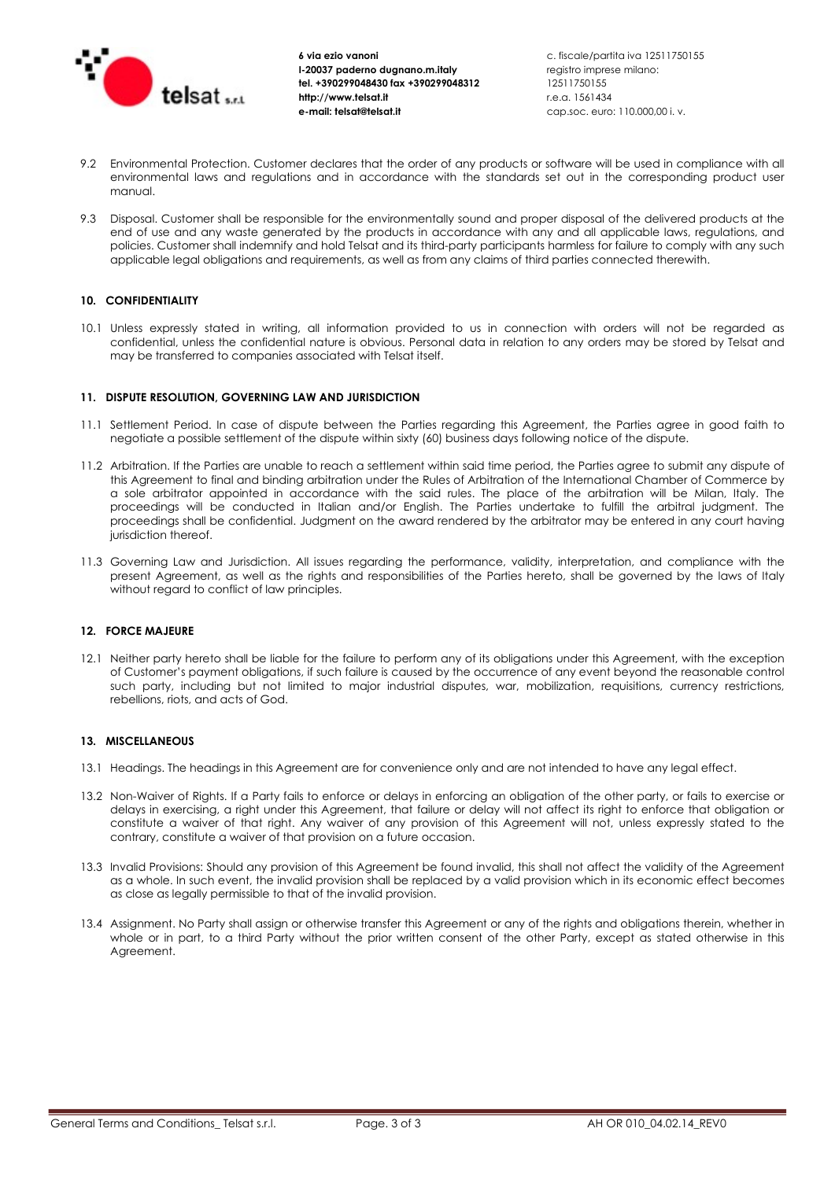9.2 Environmental Protection. Customer declares that the order of any products or software will be used in compliance with all environmental laws and regulations and in accordance with the standards set out in the corresponding product user manual.

9.3 Disposal. Customer shall be responsible for the environmentally sound and proper disposal of the delivered products at the end of use and any waste generated by the products in accordance with any and all applicable laws, regulations, and policies. Customer shall indemnify and hold Telsat and its third-party participants harmless for failure to comply with any such applicable legal obligations and requirements, as well as from any claims of third parties connected therewith.

## 10. CONFIDENTIALITY

10.1 Unless expressly stated in writing, all information provided to us in connection with orders will not be regarded as confidential, unless the confidential nature is obvious. Personal data in relation to any orders may be stored by Telsat and may be transferred to companies associated with Telsat itself.

## 11. DISPUTE RESOLUTION, GOVERNING LAW AND JURISDICTION

11.1 Settlement Period. In case of dispute between the Parties regarding this Agreement, the Parties agree in good faith to negotiate a possible settlement of the dispute within sixty (60) business days following notice of the dispute.

11.2 Arbitration. If the Parties are unable to reach a settlement within said time period, the Parties agree to submit any dispute of this Agreement to final and binding arbitration under the Rules of Arbitration of the International Chamber of Commerce by a sole arbitrator appointed in accordance with the said rules. The place of the arbitration will be Milan, Italy. The proceedings will be conducted in Italian and/or English. The Parties undertake to fulfill the arbitral judgment. The proceedings shall be confidential. Judgment on the award rendered by the arbitrator may be entered in any court having jurisdiction thereof.

11.3 Governing Law and Jurisdiction. All issues regarding the performance, validity, interpretation, and compliance with the present Agreement, as well as the rights and responsibilities of the Parties hereto, shall be governed by the laws of Italy without regard to conflict of law principles.

## 12. FORCE MAJEURE

12.1 Neither party hereto shall be liable for the failure to perform any of its obligations under this Agreement, with the exception of Customer's payment obligations, if such failure is caused by the occurrence of any event beyond the reasonable control such party, including but not limited to major industrial disputes, war, mobilization, requisitions, currency restrictions, rebellions, riots, and acts of God.

## 13. MISCELLANEOUS

13.1 Headings. The headings in this Agreement are for convenience only and are not intended to have any legal effect.

13.2 Non-Waiver of Rights. If a Party fails to enforce or delays in enforcing an obligation of the other party, or fails to exercise or delays in exercising, a right under this Agreement, that failure or delay will not affect its right to enforce that obligation or constitute a waiver of that right. Any waiver of any provision of this Agreement will not, unless expressly stated to the contrary, constitute a waiver of that provision on a future occasion.

13.3 Invalid Provisions: Should any provision of this Agreement be found invalid, this shall not affect the validity of the Agreement as a whole. In such event, the invalid provision shall be replaced by a valid provision which in its economic effect becomes as close as legally permissible to that of the invalid provision.

13.4 Assignment. No Party shall assign or otherwise transfer this Agreement or any of the rights and obligations therein, whether in whole or in part, to a third Party without the prior written consent of the other Party, except as stated otherwise in this Agreement.